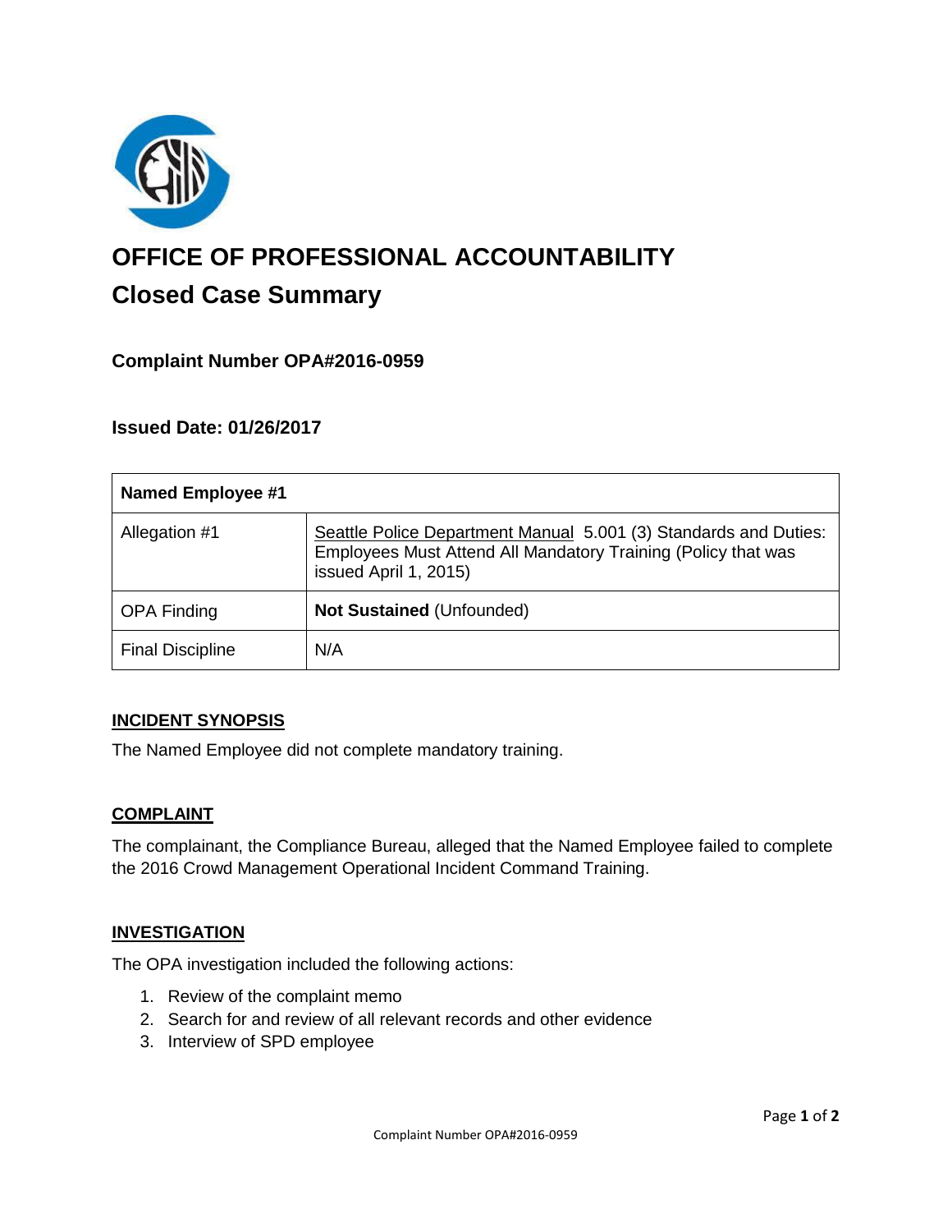# OFFICE OF PROFESSIONAL ACCOUNTABILITY

## Closed Case Summary

### Complaint Number OPA#2016-0959

### Issued Date: 01/26/2017

| Named Employee #1 | |
|---|---|
| Allegation #1 | Seattle Police Department Manual 5.001 (3) Standards and Duties: Employees Must Attend All Mandatory Training (Policy that was issued April 1, 2015) |
| OPA Finding | **Not Sustained** (Unfounded) |
| Final Discipline | N/A |

**INCIDENT SYNOPSIS**

The Named Employee did not complete mandatory training.

**COMPLAINT**

The complainant, the Compliance Bureau, alleged that the Named Employee failed to complete the 2016 Crowd Management Operational Incident Command Training.

**INVESTIGATION**

The OPA investigation included the following actions:

1. Review of the complaint memo
2. Search for and review of all relevant records and other evidence
3. Interview of SPD employee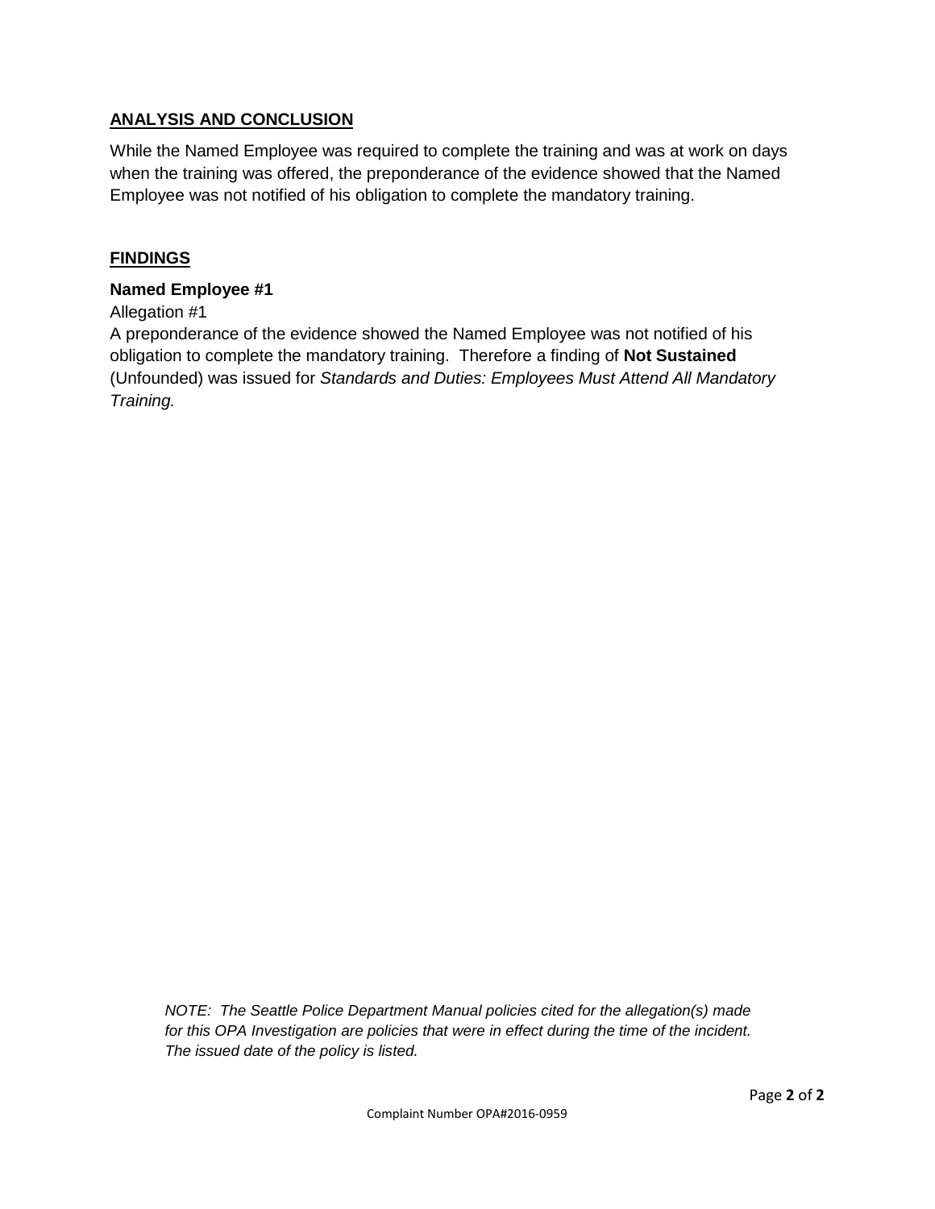## ANALYSIS AND CONCLUSION

While the Named Employee was required to complete the training and was at work on days when the training was offered, the preponderance of the evidence showed that the Named Employee was not notified of his obligation to complete the mandatory training.

## FINDINGS

### Named Employee #1

Allegation #1

A preponderance of the evidence showed the Named Employee was not notified of his obligation to complete the mandatory training. Therefore a finding of **Not Sustained** (Unfounded) was issued for *Standards and Duties: Employees Must Attend All Mandatory Training.*

*NOTE: The Seattle Police Department Manual policies cited for the allegation(s) made for this OPA Investigation are policies that were in effect during the time of the incident. The issued date of the policy is listed.*

Complaint Number OPA#2016-0959